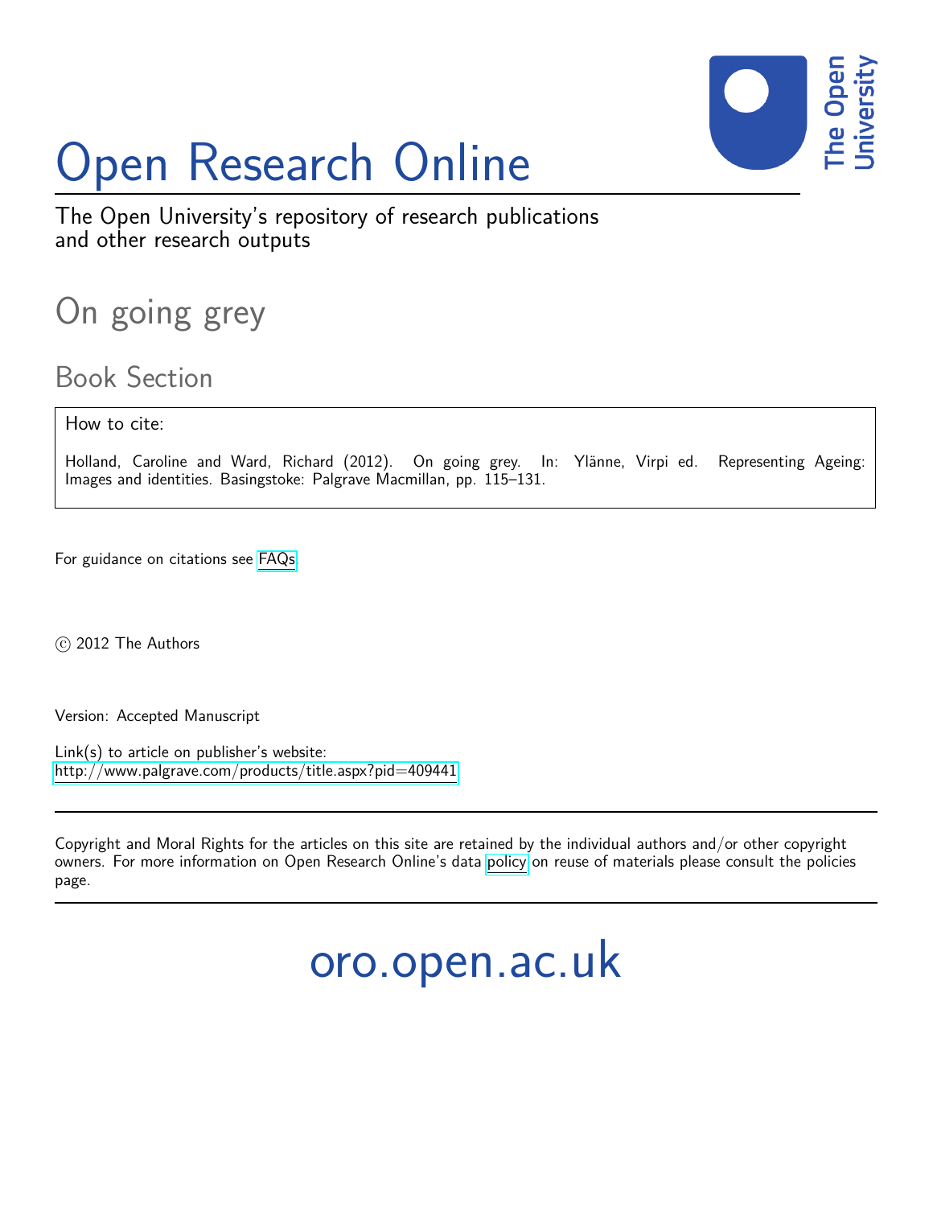# Open Research Online

The Open University's repository of research publications and other research outputs

## On going grey

### Book Section

How to cite:

Holland, Caroline and Ward, Richard (2012). On going grey. In: Ylänne, Virpi ed. Representing Ageing: Images and identities. Basingstoke: Palgrave Macmillan, pp. 115–131.

For guidance on citations see FAQs.

© 2012 The Authors

Version: Accepted Manuscript

Link(s) to article on publisher's website:
http://www.palgrave.com/products/title.aspx?pid=409441

Copyright and Moral Rights for the articles on this site are retained by the individual authors and/or other copyright owners. For more information on Open Research Online's data policy on reuse of materials please consult the policies page.

oro.open.ac.uk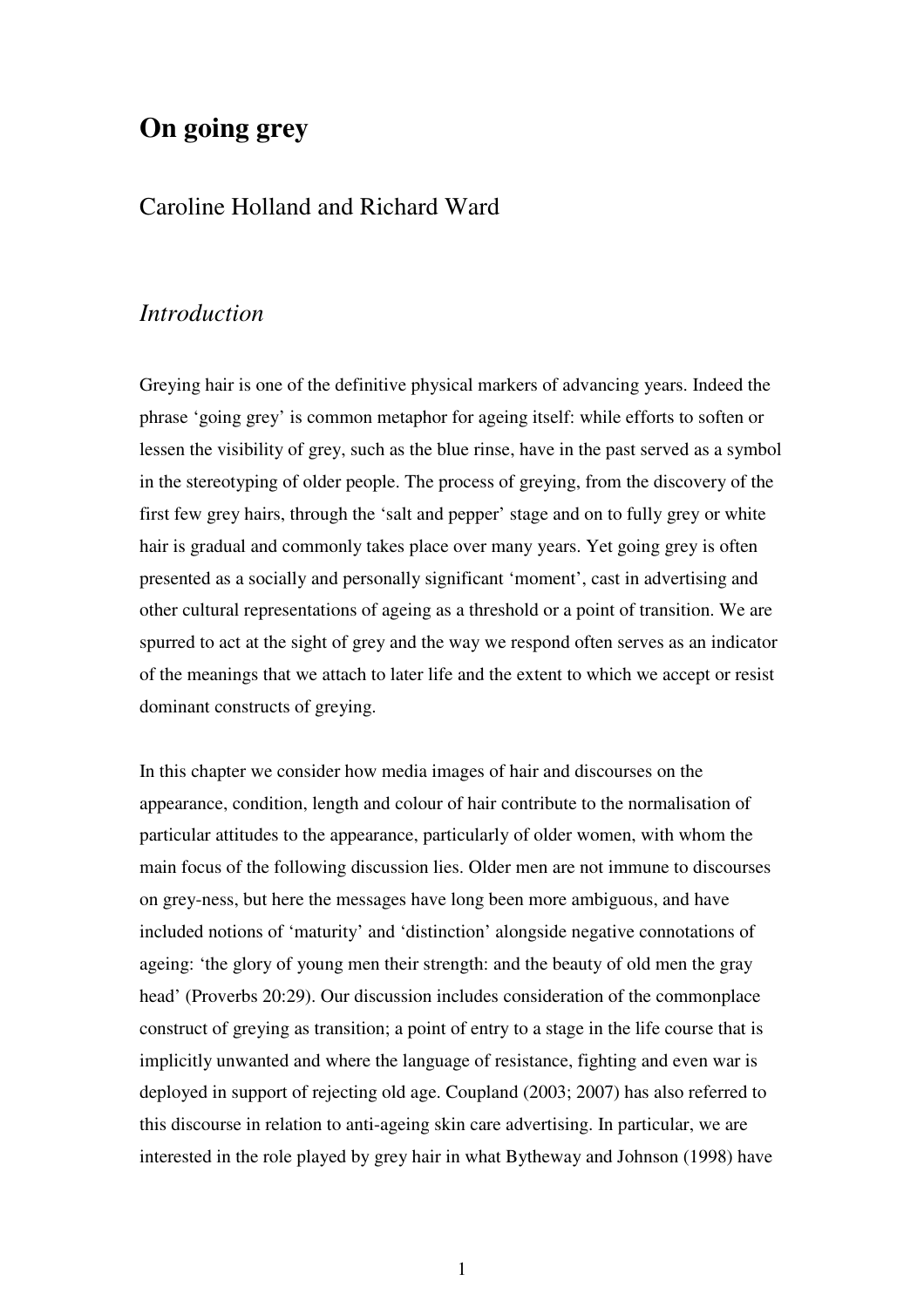# On going grey

Caroline Holland and Richard Ward

## *Introduction*

Greying hair is one of the definitive physical markers of advancing years. Indeed the phrase 'going grey' is common metaphor for ageing itself: while efforts to soften or lessen the visibility of grey, such as the blue rinse, have in the past served as a symbol in the stereotyping of older people. The process of greying, from the discovery of the first few grey hairs, through the 'salt and pepper' stage and on to fully grey or white hair is gradual and commonly takes place over many years. Yet going grey is often presented as a socially and personally significant 'moment', cast in advertising and other cultural representations of ageing as a threshold or a point of transition. We are spurred to act at the sight of grey and the way we respond often serves as an indicator of the meanings that we attach to later life and the extent to which we accept or resist dominant constructs of greying.

In this chapter we consider how media images of hair and discourses on the appearance, condition, length and colour of hair contribute to the normalisation of particular attitudes to the appearance, particularly of older women, with whom the main focus of the following discussion lies. Older men are not immune to discourses on grey-ness, but here the messages have long been more ambiguous, and have included notions of 'maturity' and 'distinction' alongside negative connotations of ageing: 'the glory of young men their strength: and the beauty of old men the gray head' (Proverbs 20:29). Our discussion includes consideration of the commonplace construct of greying as transition; a point of entry to a stage in the life course that is implicitly unwanted and where the language of resistance, fighting and even war is deployed in support of rejecting old age. Coupland (2003; 2007) has also referred to this discourse in relation to anti-ageing skin care advertising. In particular, we are interested in the role played by grey hair in what Bytheway and Johnson (1998) have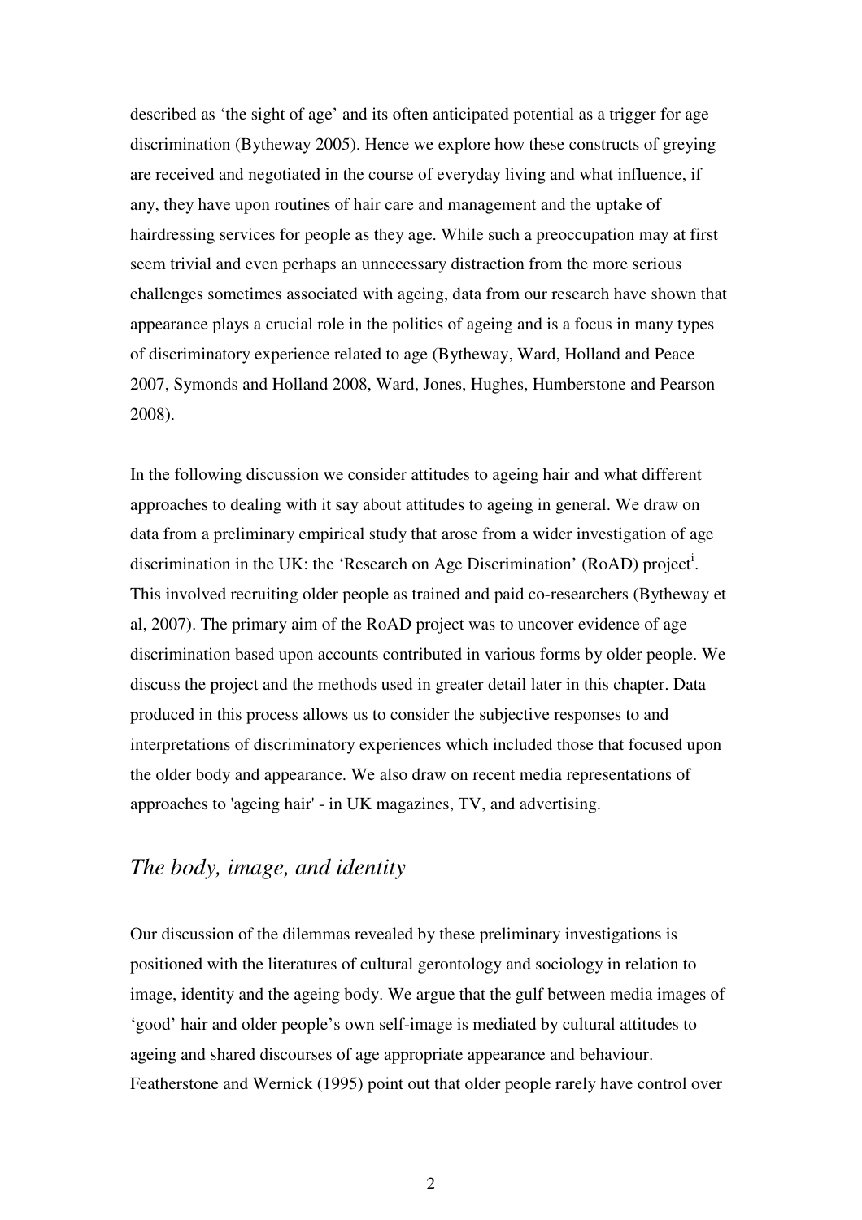described as 'the sight of age' and its often anticipated potential as a trigger for age discrimination (Bytheway 2005). Hence we explore how these constructs of greying are received and negotiated in the course of everyday living and what influence, if any, they have upon routines of hair care and management and the uptake of hairdressing services for people as they age. While such a preoccupation may at first seem trivial and even perhaps an unnecessary distraction from the more serious challenges sometimes associated with ageing, data from our research have shown that appearance plays a crucial role in the politics of ageing and is a focus in many types of discriminatory experience related to age (Bytheway, Ward, Holland and Peace 2007, Symonds and Holland 2008, Ward, Jones, Hughes, Humberstone and Pearson 2008).

In the following discussion we consider attitudes to ageing hair and what different approaches to dealing with it say about attitudes to ageing in general. We draw on data from a preliminary empirical study that arose from a wider investigation of age discrimination in the UK: the 'Research on Age Discrimination' (RoAD) project[i]. This involved recruiting older people as trained and paid co-researchers (Bytheway et al, 2007). The primary aim of the RoAD project was to uncover evidence of age discrimination based upon accounts contributed in various forms by older people. We discuss the project and the methods used in greater detail later in this chapter. Data produced in this process allows us to consider the subjective responses to and interpretations of discriminatory experiences which included those that focused upon the older body and appearance. We also draw on recent media representations of approaches to 'ageing hair' - in UK magazines, TV, and advertising.

## *The body, image, and identity*

Our discussion of the dilemmas revealed by these preliminary investigations is positioned with the literatures of cultural gerontology and sociology in relation to image, identity and the ageing body. We argue that the gulf between media images of 'good' hair and older people's own self-image is mediated by cultural attitudes to ageing and shared discourses of age appropriate appearance and behaviour. Featherstone and Wernick (1995) point out that older people rarely have control over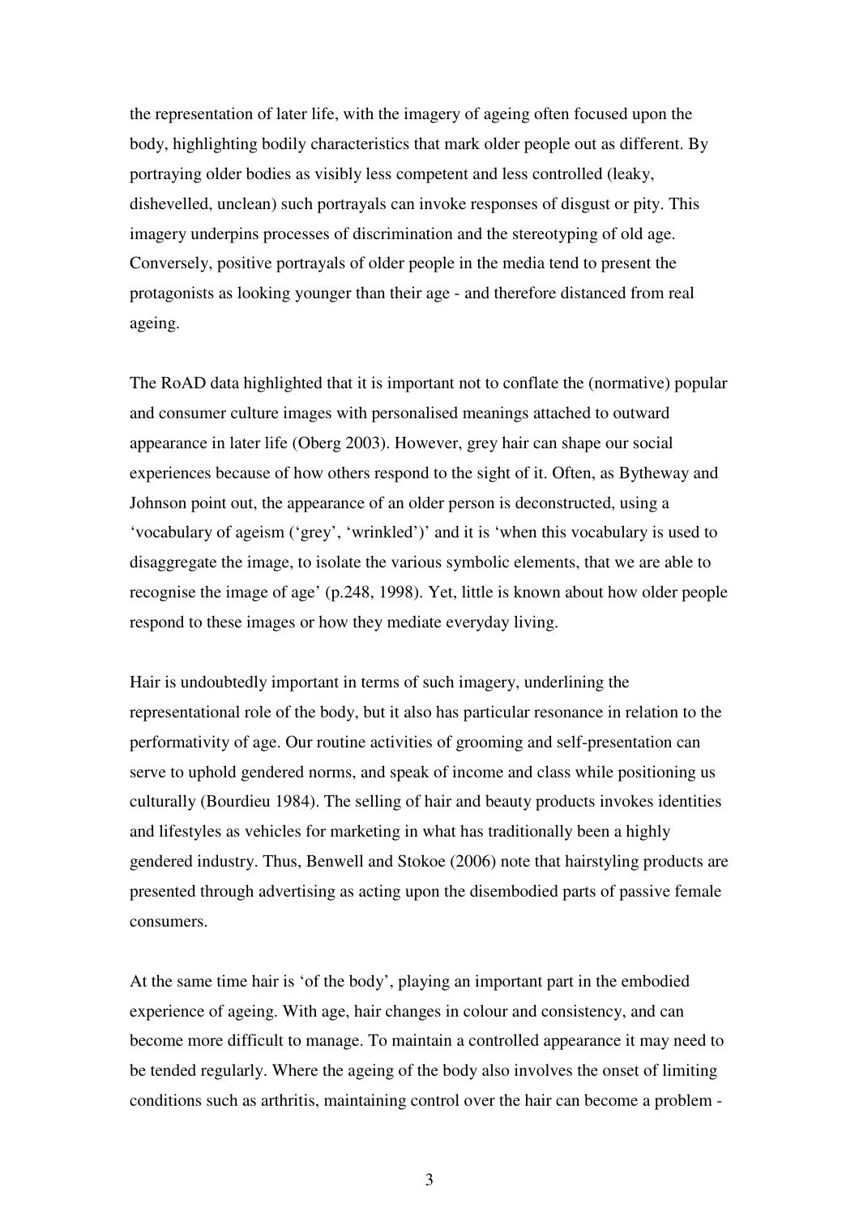the representation of later life, with the imagery of ageing often focused upon the body, highlighting bodily characteristics that mark older people out as different. By portraying older bodies as visibly less competent and less controlled (leaky, dishevelled, unclean) such portrayals can invoke responses of disgust or pity. This imagery underpins processes of discrimination and the stereotyping of old age. Conversely, positive portrayals of older people in the media tend to present the protagonists as looking younger than their age - and therefore distanced from real ageing.

The RoAD data highlighted that it is important not to conflate the (normative) popular and consumer culture images with personalised meanings attached to outward appearance in later life (Oberg 2003). However, grey hair can shape our social experiences because of how others respond to the sight of it. Often, as Bytheway and Johnson point out, the appearance of an older person is deconstructed, using a 'vocabulary of ageism ('grey', 'wrinkled')' and it is 'when this vocabulary is used to disaggregate the image, to isolate the various symbolic elements, that we are able to recognise the image of age' (p.248, 1998). Yet, little is known about how older people respond to these images or how they mediate everyday living.

Hair is undoubtedly important in terms of such imagery, underlining the representational role of the body, but it also has particular resonance in relation to the performativity of age. Our routine activities of grooming and self-presentation can serve to uphold gendered norms, and speak of income and class while positioning us culturally (Bourdieu 1984). The selling of hair and beauty products invokes identities and lifestyles as vehicles for marketing in what has traditionally been a highly gendered industry. Thus, Benwell and Stokoe (2006) note that hairstyling products are presented through advertising as acting upon the disembodied parts of passive female consumers.

At the same time hair is 'of the body', playing an important part in the embodied experience of ageing. With age, hair changes in colour and consistency, and can become more difficult to manage. To maintain a controlled appearance it may need to be tended regularly. Where the ageing of the body also involves the onset of limiting conditions such as arthritis, maintaining control over the hair can become a problem -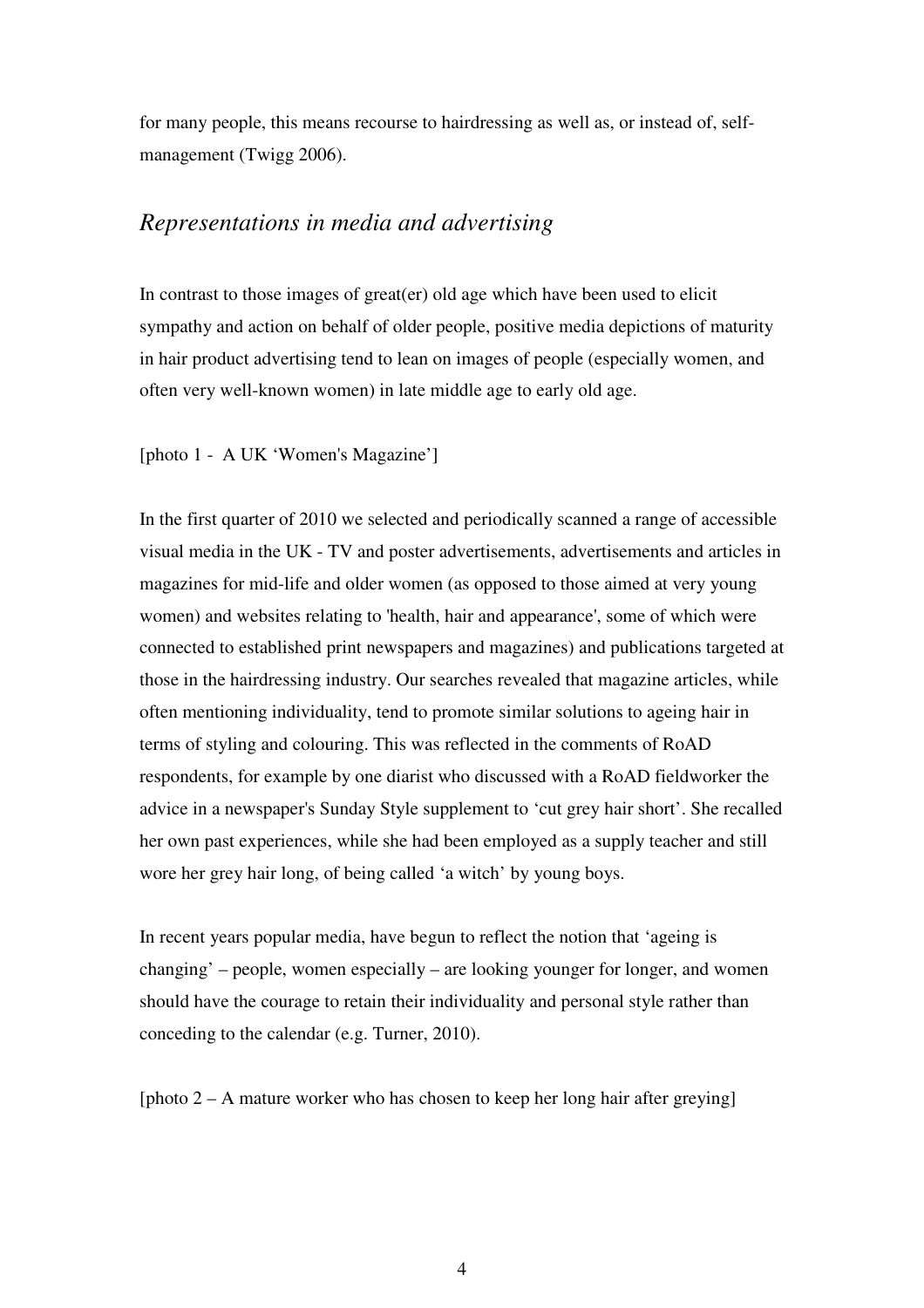for many people, this means recourse to hairdressing as well as, or instead of, self-management (Twigg 2006).

## *Representations in media and advertising*

In contrast to those images of great(er) old age which have been used to elicit sympathy and action on behalf of older people, positive media depictions of maturity in hair product advertising tend to lean on images of people (especially women, and often very well-known women) in late middle age to early old age.

[photo 1 - A UK 'Women's Magazine']

In the first quarter of 2010 we selected and periodically scanned a range of accessible visual media in the UK - TV and poster advertisements, advertisements and articles in magazines for mid-life and older women (as opposed to those aimed at very young women) and websites relating to 'health, hair and appearance', some of which were connected to established print newspapers and magazines) and publications targeted at those in the hairdressing industry. Our searches revealed that magazine articles, while often mentioning individuality, tend to promote similar solutions to ageing hair in terms of styling and colouring. This was reflected in the comments of RoAD respondents, for example by one diarist who discussed with a RoAD fieldworker the advice in a newspaper's Sunday Style supplement to 'cut grey hair short'. She recalled her own past experiences, while she had been employed as a supply teacher and still wore her grey hair long, of being called 'a witch' by young boys.

In recent years popular media, have begun to reflect the notion that 'ageing is changing' – people, women especially – are looking younger for longer, and women should have the courage to retain their individuality and personal style rather than conceding to the calendar (e.g. Turner, 2010).

[photo 2 – A mature worker who has chosen to keep her long hair after greying]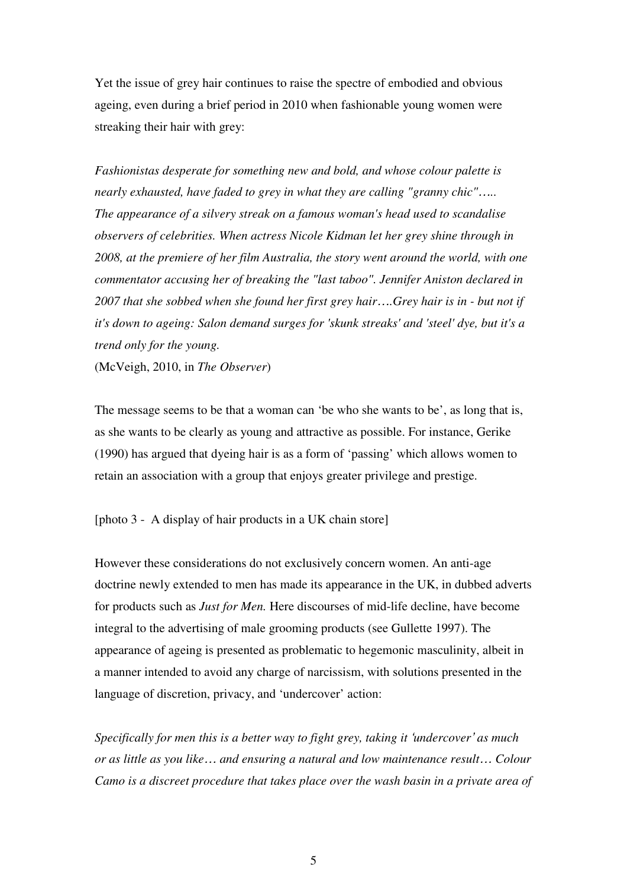Yet the issue of grey hair continues to raise the spectre of embodied and obvious ageing, even during a brief period in 2010 when fashionable young women were streaking their hair with grey:

*Fashionistas desperate for something new and bold, and whose colour palette is nearly exhausted, have faded to grey in what they are calling "granny chic"….. The appearance of a silvery streak on a famous woman's head used to scandalise observers of celebrities. When actress Nicole Kidman let her grey shine through in 2008, at the premiere of her film Australia, the story went around the world, with one commentator accusing her of breaking the "last taboo". Jennifer Aniston declared in 2007 that she sobbed when she found her first grey hair….Grey hair is in - but not if it's down to ageing: Salon demand surges for 'skunk streaks' and 'steel' dye, but it's a trend only for the young.*
(McVeigh, 2010, in *The Observer*)

The message seems to be that a woman can 'be who she wants to be', as long that is, as she wants to be clearly as young and attractive as possible. For instance, Gerike (1990) has argued that dyeing hair is as a form of 'passing' which allows women to retain an association with a group that enjoys greater privilege and prestige.

[photo 3 - A display of hair products in a UK chain store]

However these considerations do not exclusively concern women. An anti-age doctrine newly extended to men has made its appearance in the UK, in dubbed adverts for products such as *Just for Men.* Here discourses of mid-life decline, have become integral to the advertising of male grooming products (see Gullette 1997). The appearance of ageing is presented as problematic to hegemonic masculinity, albeit in a manner intended to avoid any charge of narcissism, with solutions presented in the language of discretion, privacy, and 'undercover' action:

*Specifically for men this is a better way to fight grey, taking it 'undercover' as much or as little as you like… and ensuring a natural and low maintenance result… Colour Camo is a discreet procedure that takes place over the wash basin in a private area of*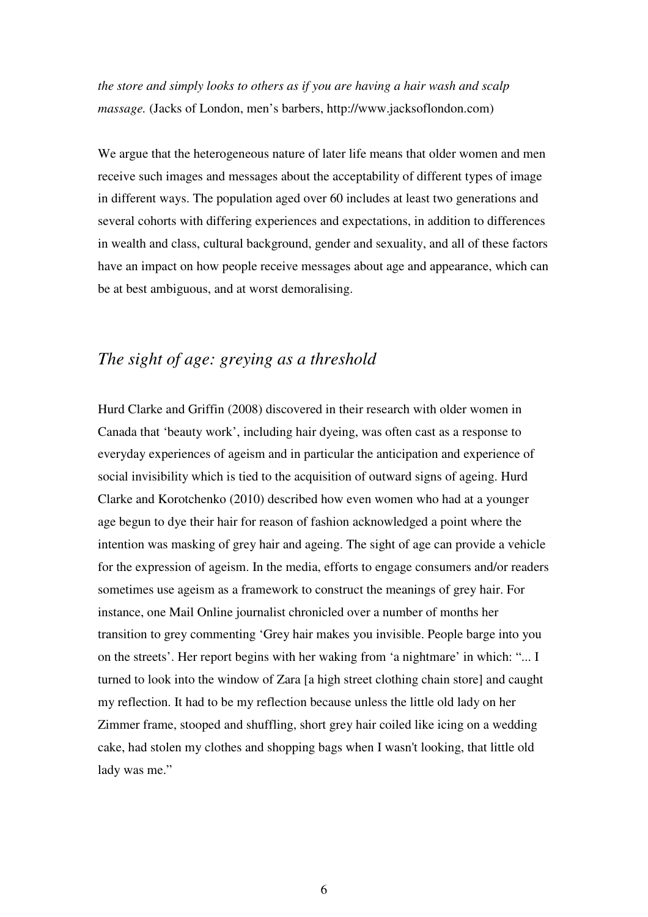*the store and simply looks to others as if you are having a hair wash and scalp massage.* (Jacks of London, men's barbers, http://www.jacksoflondon.com)

We argue that the heterogeneous nature of later life means that older women and men receive such images and messages about the acceptability of different types of image in different ways. The population aged over 60 includes at least two generations and several cohorts with differing experiences and expectations, in addition to differences in wealth and class, cultural background, gender and sexuality, and all of these factors have an impact on how people receive messages about age and appearance, which can be at best ambiguous, and at worst demoralising.

## *The sight of age: greying as a threshold*

Hurd Clarke and Griffin (2008) discovered in their research with older women in Canada that 'beauty work', including hair dyeing, was often cast as a response to everyday experiences of ageism and in particular the anticipation and experience of social invisibility which is tied to the acquisition of outward signs of ageing. Hurd Clarke and Korotchenko (2010) described how even women who had at a younger age begun to dye their hair for reason of fashion acknowledged a point where the intention was masking of grey hair and ageing. The sight of age can provide a vehicle for the expression of ageism. In the media, efforts to engage consumers and/or readers sometimes use ageism as a framework to construct the meanings of grey hair. For instance, one Mail Online journalist chronicled over a number of months her transition to grey commenting 'Grey hair makes you invisible. People barge into you on the streets'. Her report begins with her waking from 'a nightmare' in which: "... I turned to look into the window of Zara [a high street clothing chain store] and caught my reflection. It had to be my reflection because unless the little old lady on her Zimmer frame, stooped and shuffling, short grey hair coiled like icing on a wedding cake, had stolen my clothes and shopping bags when I wasn't looking, that little old lady was me."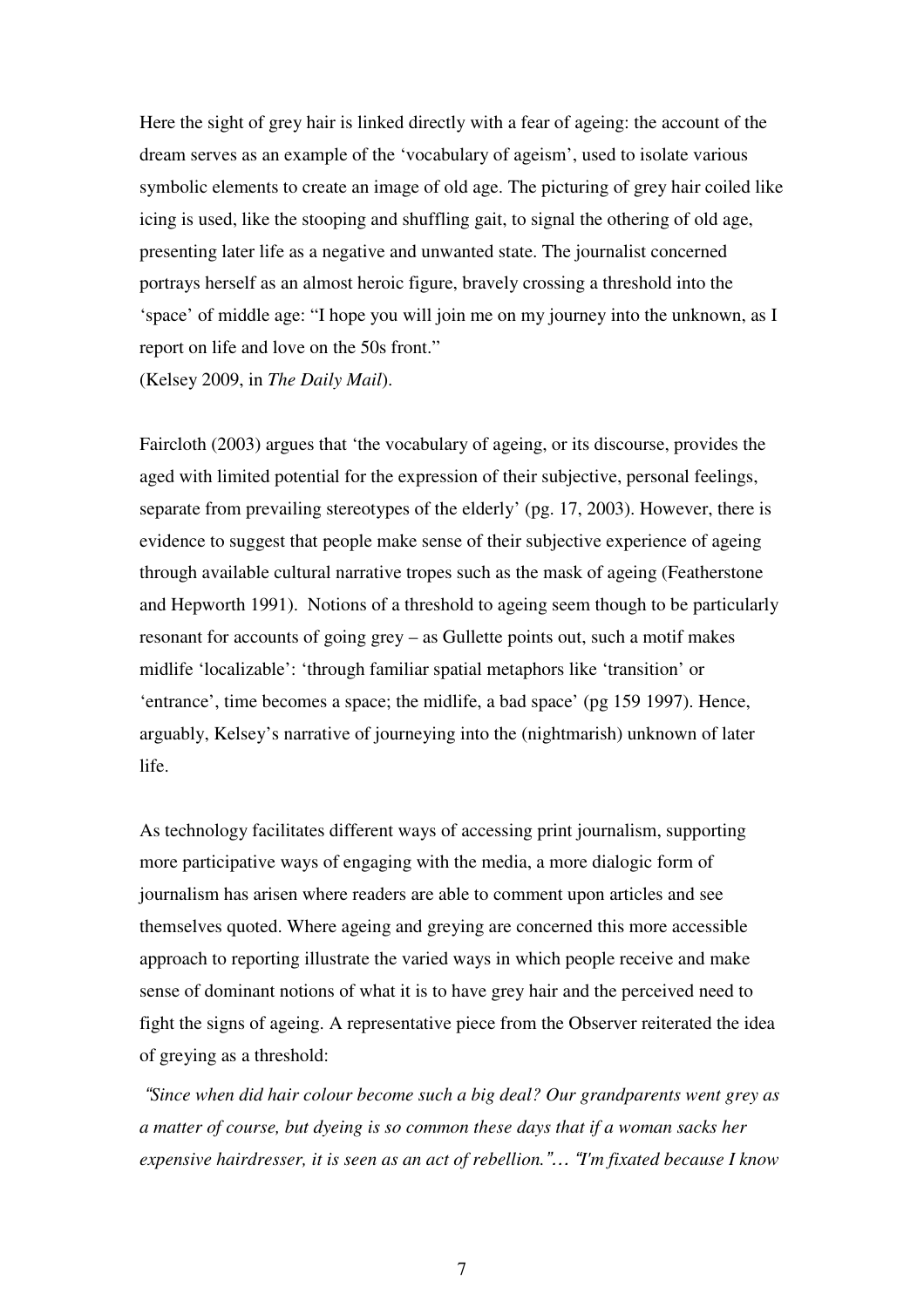Here the sight of grey hair is linked directly with a fear of ageing: the account of the dream serves as an example of the 'vocabulary of ageism', used to isolate various symbolic elements to create an image of old age. The picturing of grey hair coiled like icing is used, like the stooping and shuffling gait, to signal the othering of old age, presenting later life as a negative and unwanted state. The journalist concerned portrays herself as an almost heroic figure, bravely crossing a threshold into the 'space' of middle age: "I hope you will join me on my journey into the unknown, as I report on life and love on the 50s front."
(Kelsey 2009, in *The Daily Mail*).

Faircloth (2003) argues that 'the vocabulary of ageing, or its discourse, provides the aged with limited potential for the expression of their subjective, personal feelings, separate from prevailing stereotypes of the elderly' (pg. 17, 2003). However, there is evidence to suggest that people make sense of their subjective experience of ageing through available cultural narrative tropes such as the mask of ageing (Featherstone and Hepworth 1991). Notions of a threshold to ageing seem though to be particularly resonant for accounts of going grey – as Gullette points out, such a motif makes midlife 'localizable': 'through familiar spatial metaphors like 'transition' or 'entrance', time becomes a space; the midlife, a bad space' (pg 159 1997). Hence, arguably, Kelsey's narrative of journeying into the (nightmarish) unknown of later life.

As technology facilitates different ways of accessing print journalism, supporting more participative ways of engaging with the media, a more dialogic form of journalism has arisen where readers are able to comment upon articles and see themselves quoted. Where ageing and greying are concerned this more accessible approach to reporting illustrate the varied ways in which people receive and make sense of dominant notions of what it is to have grey hair and the perceived need to fight the signs of ageing. A representative piece from the Observer reiterated the idea of greying as a threshold:

*"Since when did hair colour become such a big deal? Our grandparents went grey as a matter of course, but dyeing is so common these days that if a woman sacks her expensive hairdresser, it is seen as an act of rebellion."… "I'm fixated because I know*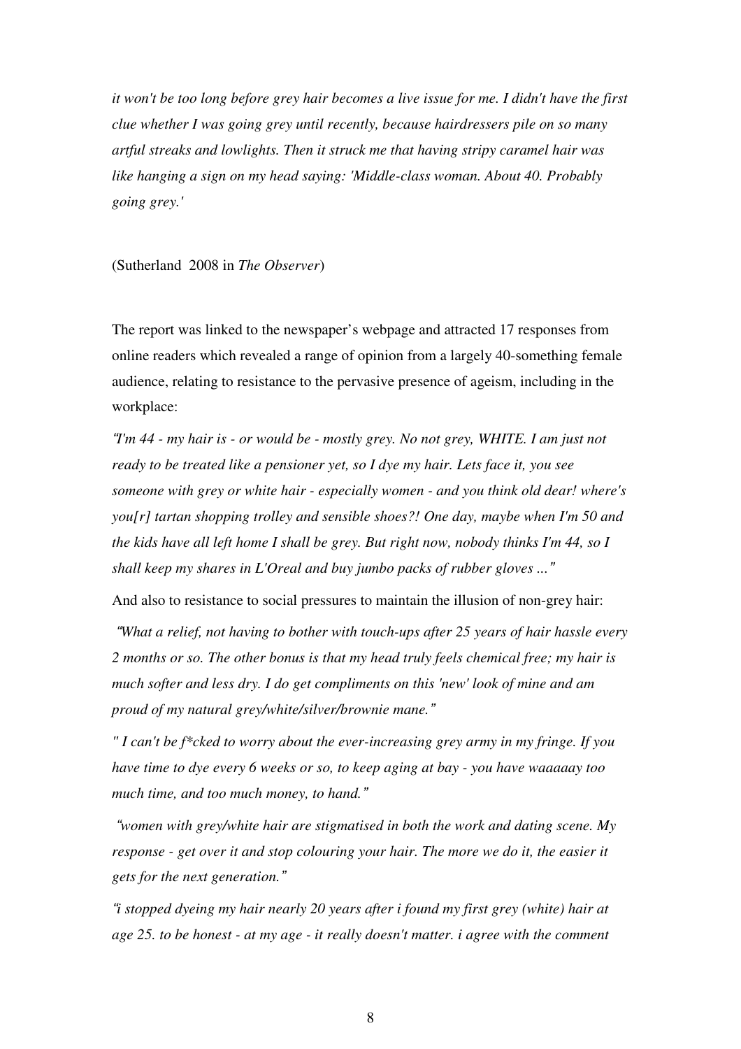*it won't be too long before grey hair becomes a live issue for me. I didn't have the first clue whether I was going grey until recently, because hairdressers pile on so many artful streaks and lowlights. Then it struck me that having stripy caramel hair was like hanging a sign on my head saying: 'Middle-class woman. About 40. Probably going grey.'*

(Sutherland 2008 in *The Observer*)

The report was linked to the newspaper's webpage and attracted 17 responses from online readers which revealed a range of opinion from a largely 40-something female audience, relating to resistance to the pervasive presence of ageism, including in the workplace:

*"I'm 44 - my hair is - or would be - mostly grey. No not grey, WHITE. I am just not ready to be treated like a pensioner yet, so I dye my hair. Lets face it, you see someone with grey or white hair - especially women - and you think old dear! where's you[r] tartan shopping trolley and sensible shoes?! One day, maybe when I'm 50 and the kids have all left home I shall be grey. But right now, nobody thinks I'm 44, so I shall keep my shares in L'Oreal and buy jumbo packs of rubber gloves ..."*

And also to resistance to social pressures to maintain the illusion of non-grey hair:

*"What a relief, not having to bother with touch-ups after 25 years of hair hassle every 2 months or so. The other bonus is that my head truly feels chemical free; my hair is much softer and less dry. I do get compliments on this 'new' look of mine and am proud of my natural grey/white/silver/brownie mane."*

*" I can't be f*cked to worry about the ever-increasing grey army in my fringe. If you have time to dye every 6 weeks or so, to keep aging at bay - you have waaaaay too much time, and too much money, to hand."*

*"women with grey/white hair are stigmatised in both the work and dating scene. My response - get over it and stop colouring your hair. The more we do it, the easier it gets for the next generation."*

*"i stopped dyeing my hair nearly 20 years after i found my first grey (white) hair at age 25. to be honest - at my age - it really doesn't matter. i agree with the comment*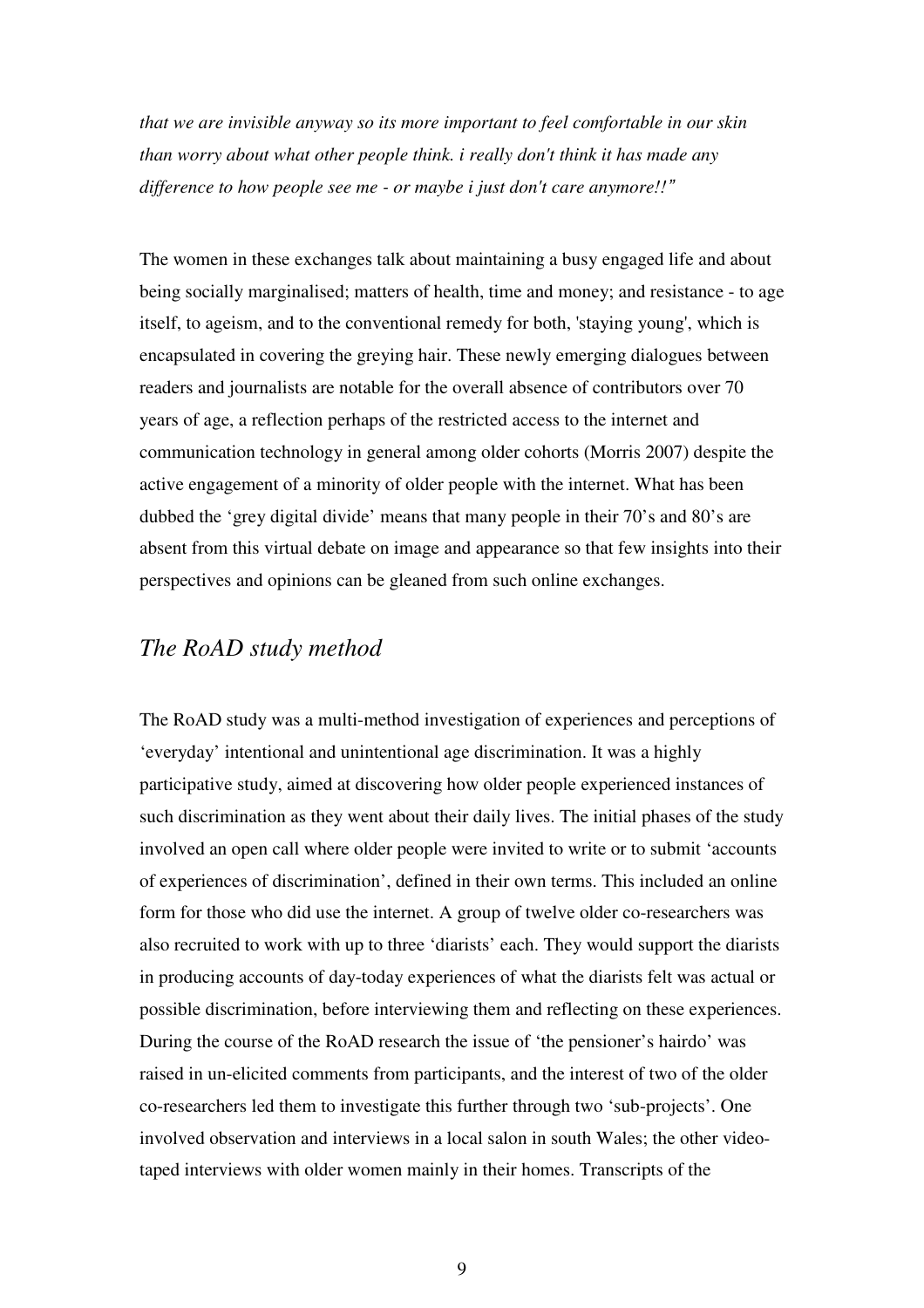*that we are invisible anyway so its more important to feel comfortable in our skin than worry about what other people think. i really don't think it has made any difference to how people see me - or maybe i just don't care anymore!!"*

The women in these exchanges talk about maintaining a busy engaged life and about being socially marginalised; matters of health, time and money; and resistance - to age itself, to ageism, and to the conventional remedy for both, 'staying young', which is encapsulated in covering the greying hair. These newly emerging dialogues between readers and journalists are notable for the overall absence of contributors over 70 years of age, a reflection perhaps of the restricted access to the internet and communication technology in general among older cohorts (Morris 2007) despite the active engagement of a minority of older people with the internet. What has been dubbed the 'grey digital divide' means that many people in their 70's and 80's are absent from this virtual debate on image and appearance so that few insights into their perspectives and opinions can be gleaned from such online exchanges.

## *The RoAD study method*

The RoAD study was a multi-method investigation of experiences and perceptions of 'everyday' intentional and unintentional age discrimination. It was a highly participative study, aimed at discovering how older people experienced instances of such discrimination as they went about their daily lives. The initial phases of the study involved an open call where older people were invited to write or to submit 'accounts of experiences of discrimination', defined in their own terms. This included an online form for those who did use the internet. A group of twelve older co-researchers was also recruited to work with up to three 'diarists' each. They would support the diarists in producing accounts of day-today experiences of what the diarists felt was actual or possible discrimination, before interviewing them and reflecting on these experiences. During the course of the RoAD research the issue of 'the pensioner's hairdo' was raised in un-elicited comments from participants, and the interest of two of the older co-researchers led them to investigate this further through two 'sub-projects'. One involved observation and interviews in a local salon in south Wales; the other video-taped interviews with older women mainly in their homes. Transcripts of the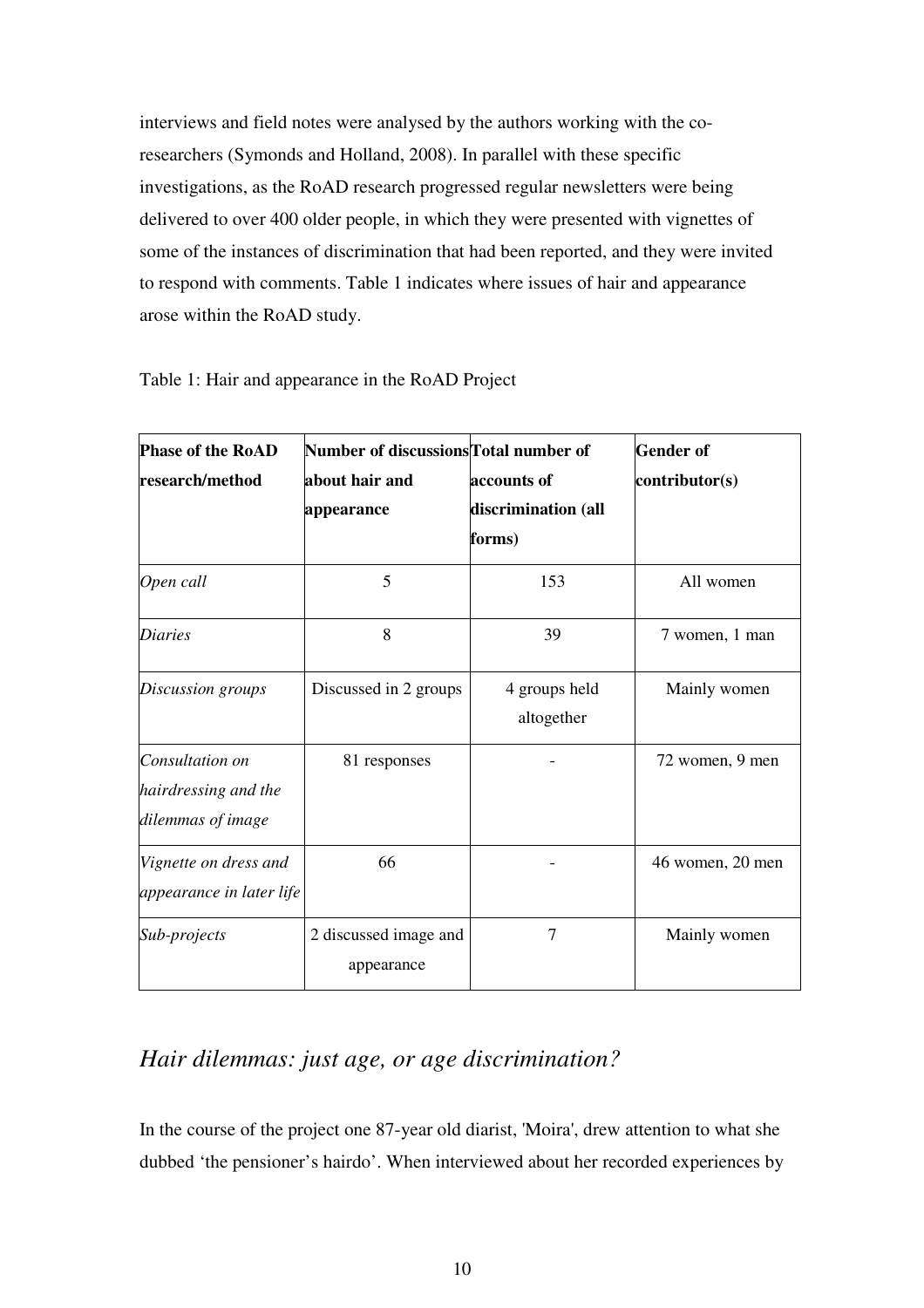interviews and field notes were analysed by the authors working with the co-researchers (Symonds and Holland, 2008). In parallel with these specific investigations, as the RoAD research progressed regular newsletters were being delivered to over 400 older people, in which they were presented with vignettes of some of the instances of discrimination that had been reported, and they were invited to respond with comments. Table 1 indicates where issues of hair and appearance arose within the RoAD study.

Table 1: Hair and appearance in the RoAD Project

| **Phase of the RoAD research/method** | **Number of discussions about hair and appearance** | **Total number of accounts of discrimination (all forms)** | **Gender of contributor(s)** |
|---|---|---|---|
| *Open call* | 5 | 153 | All women |
| *Diaries* | 8 | 39 | 7 women, 1 man |
| *Discussion groups* | Discussed in 2 groups | 4 groups held altogether | Mainly women |
| *Consultation on hairdressing and the dilemmas of image* | 81 responses | - | 72 women, 9 men |
| *Vignette on dress and appearance in later life* | 66 | - | 46 women, 20 men |
| *Sub-projects* | 2 discussed image and appearance | 7 | Mainly women |

## *Hair dilemmas: just age, or age discrimination?*

In the course of the project one 87-year old diarist, 'Moira', drew attention to what she dubbed 'the pensioner's hairdo'. When interviewed about her recorded experiences by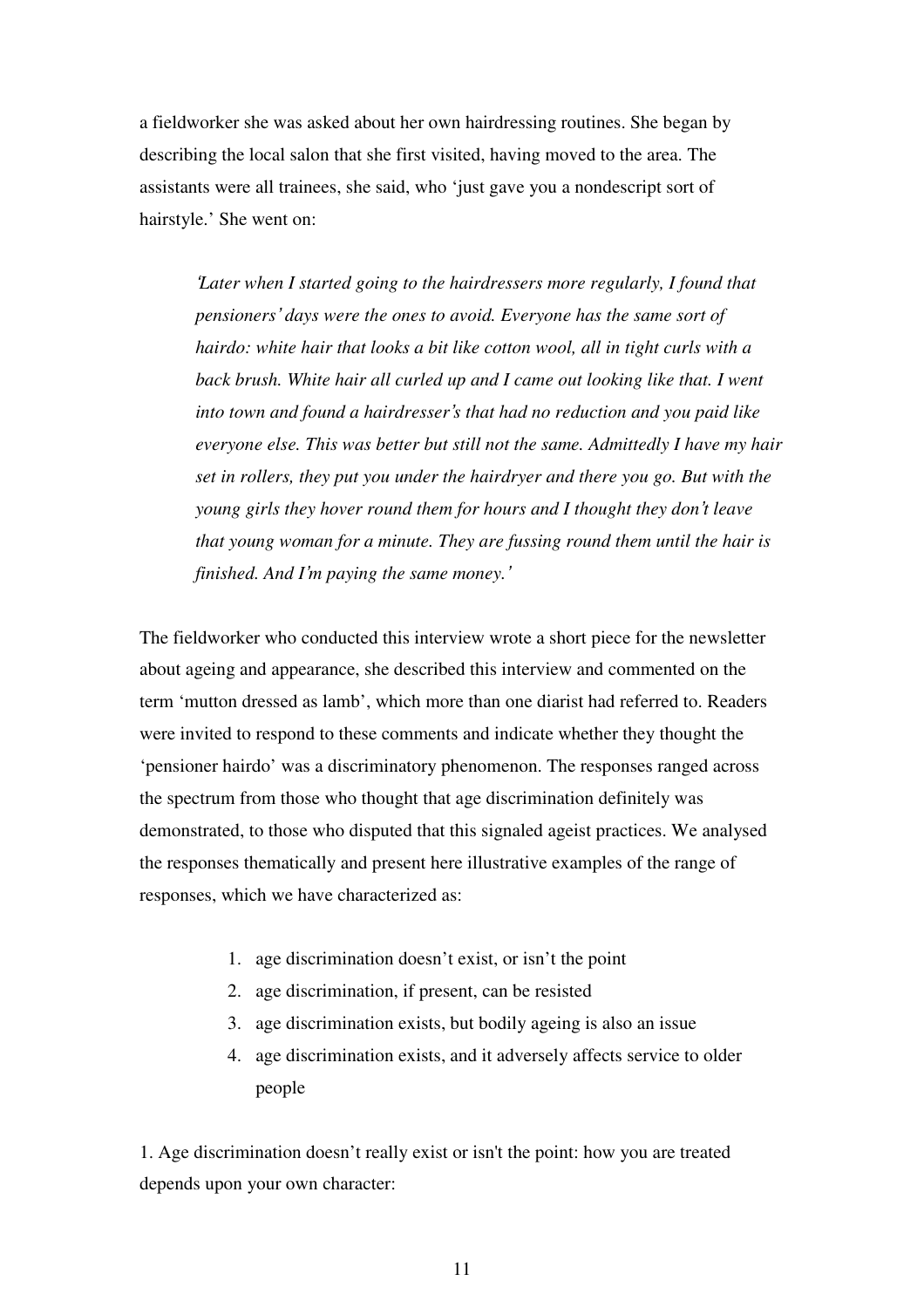a fieldworker she was asked about her own hairdressing routines. She began by describing the local salon that she first visited, having moved to the area. The assistants were all trainees, she said, who 'just gave you a nondescript sort of hairstyle.' She went on:

> *'Later when I started going to the hairdressers more regularly, I found that pensioners' days were the ones to avoid. Everyone has the same sort of hairdo: white hair that looks a bit like cotton wool, all in tight curls with a back brush. White hair all curled up and I came out looking like that. I went into town and found a hairdresser's that had no reduction and you paid like everyone else. This was better but still not the same. Admittedly I have my hair set in rollers, they put you under the hairdryer and there you go. But with the young girls they hover round them for hours and I thought they don't leave that young woman for a minute. They are fussing round them until the hair is finished. And I'm paying the same money.'*

The fieldworker who conducted this interview wrote a short piece for the newsletter about ageing and appearance, she described this interview and commented on the term 'mutton dressed as lamb', which more than one diarist had referred to. Readers were invited to respond to these comments and indicate whether they thought the 'pensioner hairdo' was a discriminatory phenomenon. The responses ranged across the spectrum from those who thought that age discrimination definitely was demonstrated, to those who disputed that this signaled ageist practices. We analysed the responses thematically and present here illustrative examples of the range of responses, which we have characterized as:

1. age discrimination doesn't exist, or isn't the point
2. age discrimination, if present, can be resisted
3. age discrimination exists, but bodily ageing is also an issue
4. age discrimination exists, and it adversely affects service to older people

1. Age discrimination doesn't really exist or isn't the point: how you are treated depends upon your own character: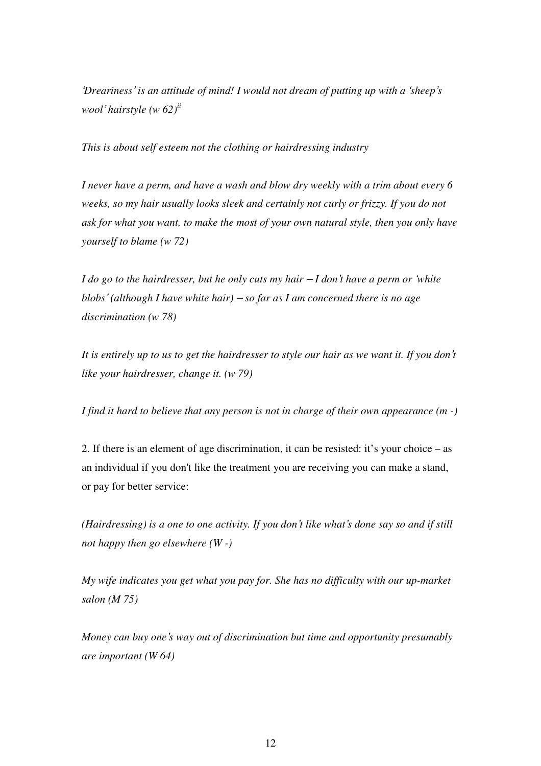*'Dreariness' is an attitude of mind! I would not dream of putting up with a 'sheep's wool' hairstyle (w 62)*[ii]

*This is about self esteem not the clothing or hairdressing industry*

*I never have a perm, and have a wash and blow dry weekly with a trim about every 6 weeks, so my hair usually looks sleek and certainly not curly or frizzy. If you do not ask for what you want, to make the most of your own natural style, then you only have yourself to blame (w 72)*

*I do go to the hairdresser, but he only cuts my hair – I don't have a perm or 'white blobs' (although I have white hair) – so far as I am concerned there is no age discrimination (w 78)*

*It is entirely up to us to get the hairdresser to style our hair as we want it. If you don't like your hairdresser, change it. (w 79)*

*I find it hard to believe that any person is not in charge of their own appearance (m -)*

2. If there is an element of age discrimination, it can be resisted: it's your choice – as an individual if you don't like the treatment you are receiving you can make a stand, or pay for better service:

*(Hairdressing) is a one to one activity. If you don't like what's done say so and if still not happy then go elsewhere (W -)*

*My wife indicates you get what you pay for. She has no difficulty with our up-market salon (M 75)*

*Money can buy one's way out of discrimination but time and opportunity presumably are important (W 64)*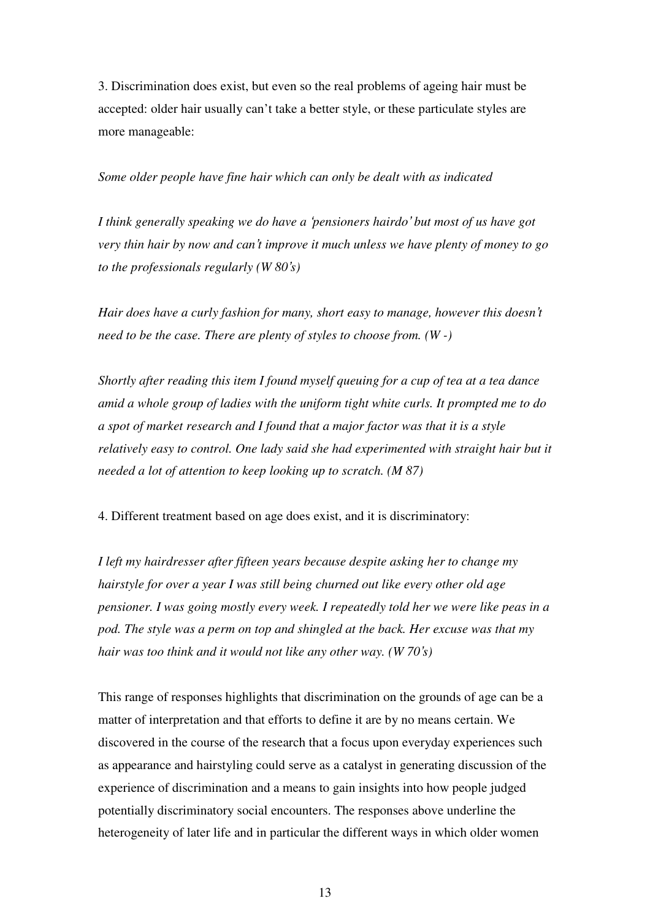3. Discrimination does exist, but even so the real problems of ageing hair must be accepted: older hair usually can't take a better style, or these particulate styles are more manageable:

*Some older people have fine hair which can only be dealt with as indicated*

*I think generally speaking we do have a 'pensioners hairdo' but most of us have got very thin hair by now and can't improve it much unless we have plenty of money to go to the professionals regularly (W 80's)*

*Hair does have a curly fashion for many, short easy to manage, however this doesn't need to be the case. There are plenty of styles to choose from. (W -)*

*Shortly after reading this item I found myself queuing for a cup of tea at a tea dance amid a whole group of ladies with the uniform tight white curls. It prompted me to do a spot of market research and I found that a major factor was that it is a style relatively easy to control. One lady said she had experimented with straight hair but it needed a lot of attention to keep looking up to scratch. (M 87)*

4. Different treatment based on age does exist, and it is discriminatory:

*I left my hairdresser after fifteen years because despite asking her to change my hairstyle for over a year I was still being churned out like every other old age pensioner. I was going mostly every week. I repeatedly told her we were like peas in a pod. The style was a perm on top and shingled at the back. Her excuse was that my hair was too think and it would not like any other way. (W 70's)*

This range of responses highlights that discrimination on the grounds of age can be a matter of interpretation and that efforts to define it are by no means certain. We discovered in the course of the research that a focus upon everyday experiences such as appearance and hairstyling could serve as a catalyst in generating discussion of the experience of discrimination and a means to gain insights into how people judged potentially discriminatory social encounters. The responses above underline the heterogeneity of later life and in particular the different ways in which older women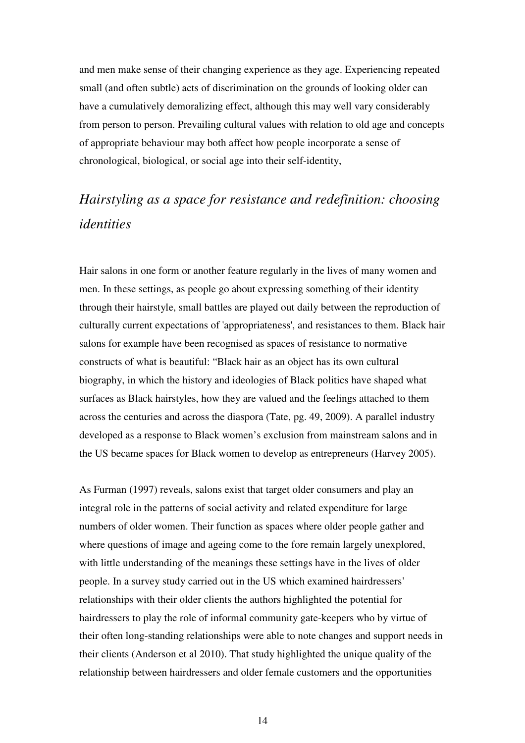and men make sense of their changing experience as they age. Experiencing repeated small (and often subtle) acts of discrimination on the grounds of looking older can have a cumulatively demoralizing effect, although this may well vary considerably from person to person. Prevailing cultural values with relation to old age and concepts of appropriate behaviour may both affect how people incorporate a sense of chronological, biological, or social age into their self-identity,

## *Hairstyling as a space for resistance and redefinition: choosing identities*

Hair salons in one form or another feature regularly in the lives of many women and men. In these settings, as people go about expressing something of their identity through their hairstyle, small battles are played out daily between the reproduction of culturally current expectations of 'appropriateness', and resistances to them. Black hair salons for example have been recognised as spaces of resistance to normative constructs of what is beautiful: "Black hair as an object has its own cultural biography, in which the history and ideologies of Black politics have shaped what surfaces as Black hairstyles, how they are valued and the feelings attached to them across the centuries and across the diaspora (Tate, pg. 49, 2009). A parallel industry developed as a response to Black women's exclusion from mainstream salons and in the US became spaces for Black women to develop as entrepreneurs (Harvey 2005).

As Furman (1997) reveals, salons exist that target older consumers and play an integral role in the patterns of social activity and related expenditure for large numbers of older women. Their function as spaces where older people gather and where questions of image and ageing come to the fore remain largely unexplored, with little understanding of the meanings these settings have in the lives of older people. In a survey study carried out in the US which examined hairdressers' relationships with their older clients the authors highlighted the potential for hairdressers to play the role of informal community gate-keepers who by virtue of their often long-standing relationships were able to note changes and support needs in their clients (Anderson et al 2010). That study highlighted the unique quality of the relationship between hairdressers and older female customers and the opportunities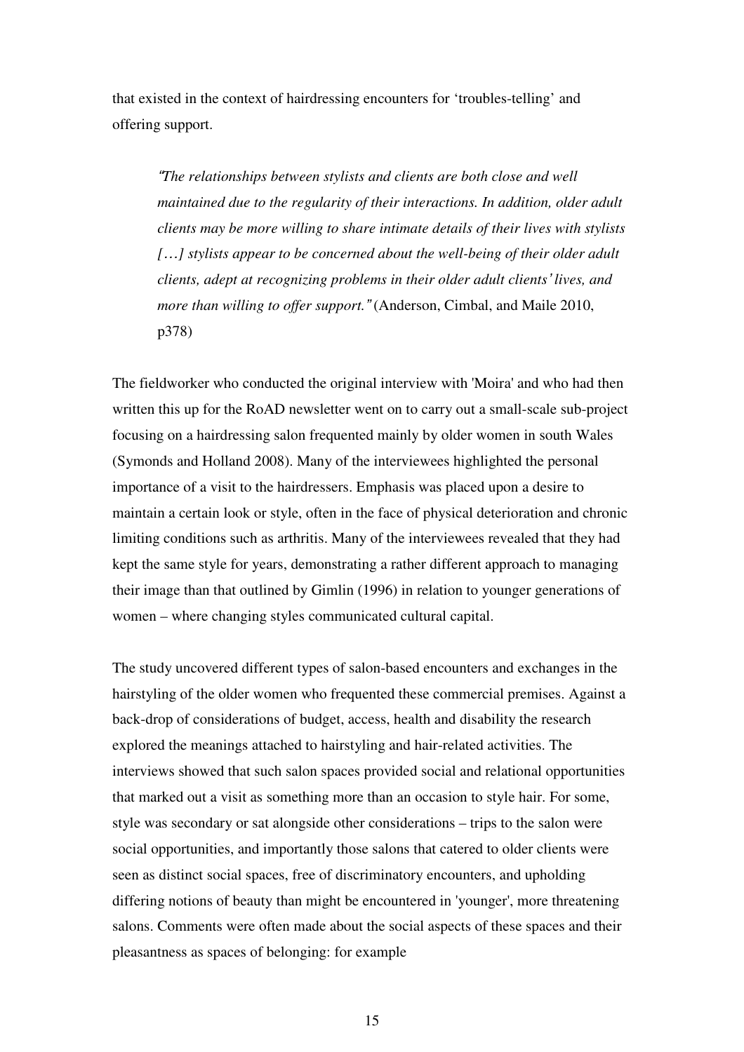that existed in the context of hairdressing encounters for 'troubles-telling' and offering support.

> *"The relationships between stylists and clients are both close and well maintained due to the regularity of their interactions. In addition, older adult clients may be more willing to share intimate details of their lives with stylists […] stylists appear to be concerned about the well-being of their older adult clients, adept at recognizing problems in their older adult clients' lives, and more than willing to offer support."* (Anderson, Cimbal, and Maile 2010, p378)

The fieldworker who conducted the original interview with 'Moira' and who had then written this up for the RoAD newsletter went on to carry out a small-scale sub-project focusing on a hairdressing salon frequented mainly by older women in south Wales (Symonds and Holland 2008). Many of the interviewees highlighted the personal importance of a visit to the hairdressers. Emphasis was placed upon a desire to maintain a certain look or style, often in the face of physical deterioration and chronic limiting conditions such as arthritis. Many of the interviewees revealed that they had kept the same style for years, demonstrating a rather different approach to managing their image than that outlined by Gimlin (1996) in relation to younger generations of women – where changing styles communicated cultural capital.

The study uncovered different types of salon-based encounters and exchanges in the hairstyling of the older women who frequented these commercial premises. Against a back-drop of considerations of budget, access, health and disability the research explored the meanings attached to hairstyling and hair-related activities. The interviews showed that such salon spaces provided social and relational opportunities that marked out a visit as something more than an occasion to style hair. For some, style was secondary or sat alongside other considerations – trips to the salon were social opportunities, and importantly those salons that catered to older clients were seen as distinct social spaces, free of discriminatory encounters, and upholding differing notions of beauty than might be encountered in 'younger', more threatening salons. Comments were often made about the social aspects of these spaces and their pleasantness as spaces of belonging: for example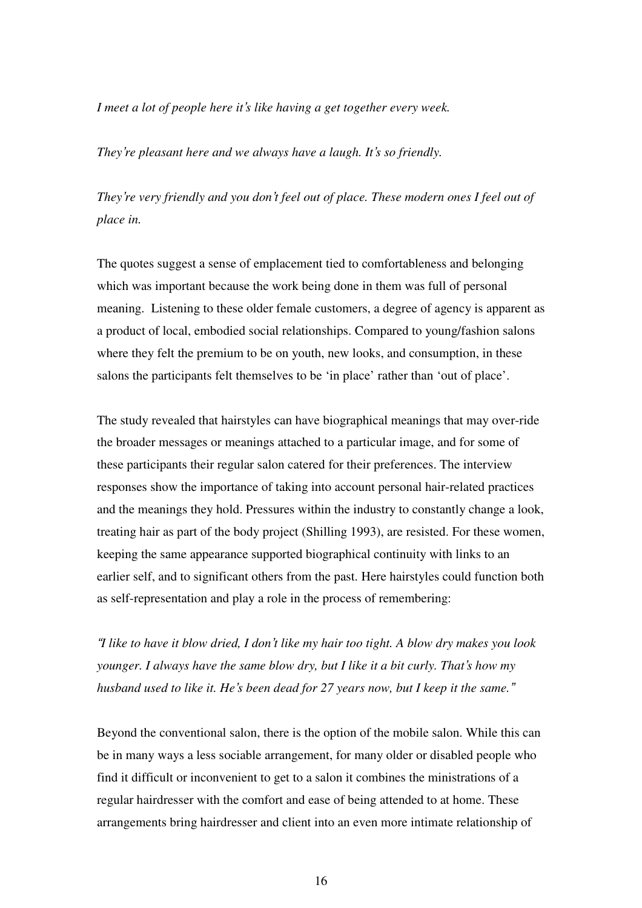*I meet a lot of people here it's like having a get together every week.*

*They're pleasant here and we always have a laugh. It's so friendly.*

*They're very friendly and you don't feel out of place. These modern ones I feel out of place in.*

The quotes suggest a sense of emplacement tied to comfortableness and belonging which was important because the work being done in them was full of personal meaning. Listening to these older female customers, a degree of agency is apparent as a product of local, embodied social relationships. Compared to young/fashion salons where they felt the premium to be on youth, new looks, and consumption, in these salons the participants felt themselves to be 'in place' rather than 'out of place'.

The study revealed that hairstyles can have biographical meanings that may over-ride the broader messages or meanings attached to a particular image, and for some of these participants their regular salon catered for their preferences. The interview responses show the importance of taking into account personal hair-related practices and the meanings they hold. Pressures within the industry to constantly change a look, treating hair as part of the body project (Shilling 1993), are resisted. For these women, keeping the same appearance supported biographical continuity with links to an earlier self, and to significant others from the past. Here hairstyles could function both as self-representation and play a role in the process of remembering:

*"I like to have it blow dried, I don't like my hair too tight. A blow dry makes you look younger. I always have the same blow dry, but I like it a bit curly. That's how my husband used to like it. He's been dead for 27 years now, but I keep it the same."*

Beyond the conventional salon, there is the option of the mobile salon. While this can be in many ways a less sociable arrangement, for many older or disabled people who find it difficult or inconvenient to get to a salon it combines the ministrations of a regular hairdresser with the comfort and ease of being attended to at home. These arrangements bring hairdresser and client into an even more intimate relationship of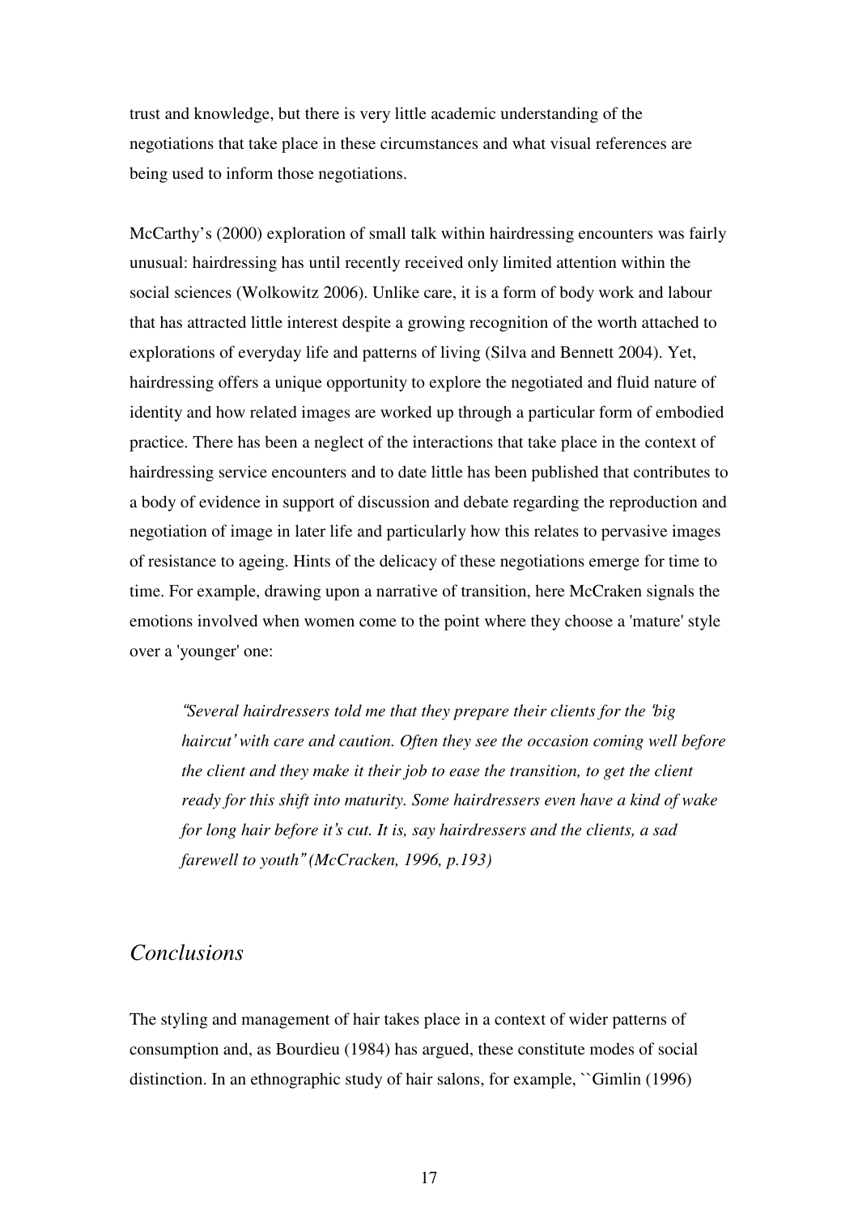trust and knowledge, but there is very little academic understanding of the negotiations that take place in these circumstances and what visual references are being used to inform those negotiations.

McCarthy's (2000) exploration of small talk within hairdressing encounters was fairly unusual: hairdressing has until recently received only limited attention within the social sciences (Wolkowitz 2006). Unlike care, it is a form of body work and labour that has attracted little interest despite a growing recognition of the worth attached to explorations of everyday life and patterns of living (Silva and Bennett 2004). Yet, hairdressing offers a unique opportunity to explore the negotiated and fluid nature of identity and how related images are worked up through a particular form of embodied practice. There has been a neglect of the interactions that take place in the context of hairdressing service encounters and to date little has been published that contributes to a body of evidence in support of discussion and debate regarding the reproduction and negotiation of image in later life and particularly how this relates to pervasive images of resistance to ageing. Hints of the delicacy of these negotiations emerge for time to time. For example, drawing upon a narrative of transition, here McCraken signals the emotions involved when women come to the point where they choose a 'mature' style over a 'younger' one:

> *"Several hairdressers told me that they prepare their clients for the 'big haircut' with care and caution. Often they see the occasion coming well before the client and they make it their job to ease the transition, to get the client ready for this shift into maturity. Some hairdressers even have a kind of wake for long hair before it's cut. It is, say hairdressers and the clients, a sad farewell to youth" (McCracken, 1996, p.193)*

## Conclusions

The styling and management of hair takes place in a context of wider patterns of consumption and, as Bourdieu (1984) has argued, these constitute modes of social distinction. In an ethnographic study of hair salons, for example, ``Gimlin (1996)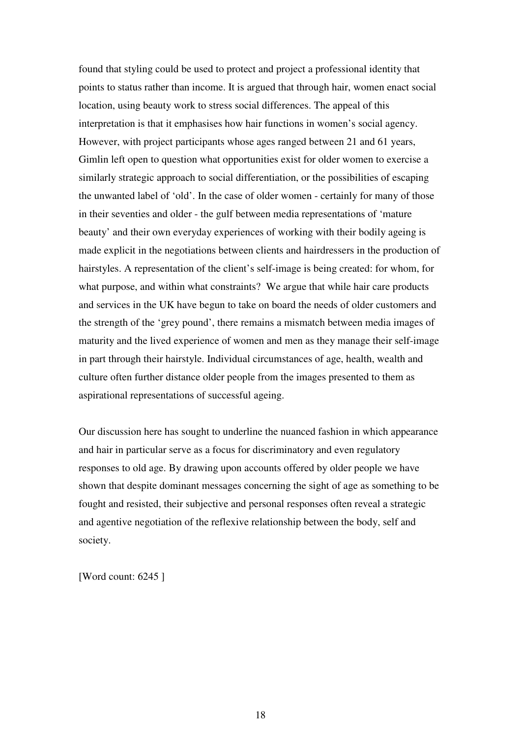found that styling could be used to protect and project a professional identity that points to status rather than income. It is argued that through hair, women enact social location, using beauty work to stress social differences. The appeal of this interpretation is that it emphasises how hair functions in women's social agency. However, with project participants whose ages ranged between 21 and 61 years, Gimlin left open to question what opportunities exist for older women to exercise a similarly strategic approach to social differentiation, or the possibilities of escaping the unwanted label of 'old'. In the case of older women - certainly for many of those in their seventies and older - the gulf between media representations of 'mature beauty' and their own everyday experiences of working with their bodily ageing is made explicit in the negotiations between clients and hairdressers in the production of hairstyles. A representation of the client's self-image is being created: for whom, for what purpose, and within what constraints? We argue that while hair care products and services in the UK have begun to take on board the needs of older customers and the strength of the 'grey pound', there remains a mismatch between media images of maturity and the lived experience of women and men as they manage their self-image in part through their hairstyle. Individual circumstances of age, health, wealth and culture often further distance older people from the images presented to them as aspirational representations of successful ageing.

Our discussion here has sought to underline the nuanced fashion in which appearance and hair in particular serve as a focus for discriminatory and even regulatory responses to old age. By drawing upon accounts offered by older people we have shown that despite dominant messages concerning the sight of age as something to be fought and resisted, their subjective and personal responses often reveal a strategic and agentive negotiation of the reflexive relationship between the body, self and society.

[Word count: 6245 ]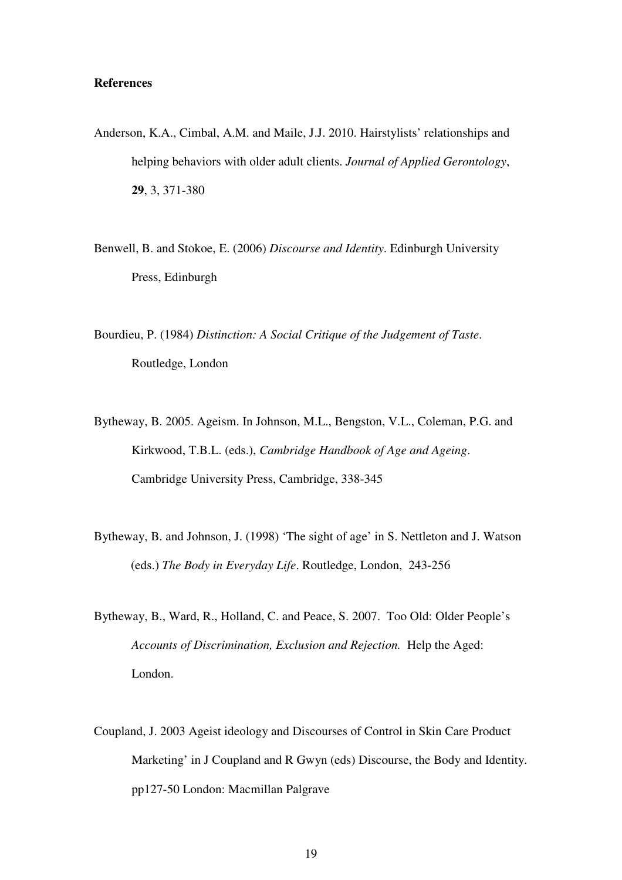**References**

Anderson, K.A., Cimbal, A.M. and Maile, J.J. 2010. Hairstylists' relationships and helping behaviors with older adult clients. *Journal of Applied Gerontology*, **29**, 3, 371-380

Benwell, B. and Stokoe, E. (2006) *Discourse and Identity*. Edinburgh University Press, Edinburgh

Bourdieu, P. (1984) *Distinction: A Social Critique of the Judgement of Taste*. Routledge, London

Bytheway, B. 2005. Ageism. In Johnson, M.L., Bengston, V.L., Coleman, P.G. and Kirkwood, T.B.L. (eds.), *Cambridge Handbook of Age and Ageing*. Cambridge University Press, Cambridge, 338-345

Bytheway, B. and Johnson, J. (1998) 'The sight of age' in S. Nettleton and J. Watson (eds.) *The Body in Everyday Life*. Routledge, London, 243-256

Bytheway, B., Ward, R., Holland, C. and Peace, S. 2007. Too Old: Older People's *Accounts of Discrimination, Exclusion and Rejection.* Help the Aged: London.

Coupland, J. 2003 Ageist ideology and Discourses of Control in Skin Care Product Marketing' in J Coupland and R Gwyn (eds) Discourse, the Body and Identity. pp127-50 London: Macmillan Palgrave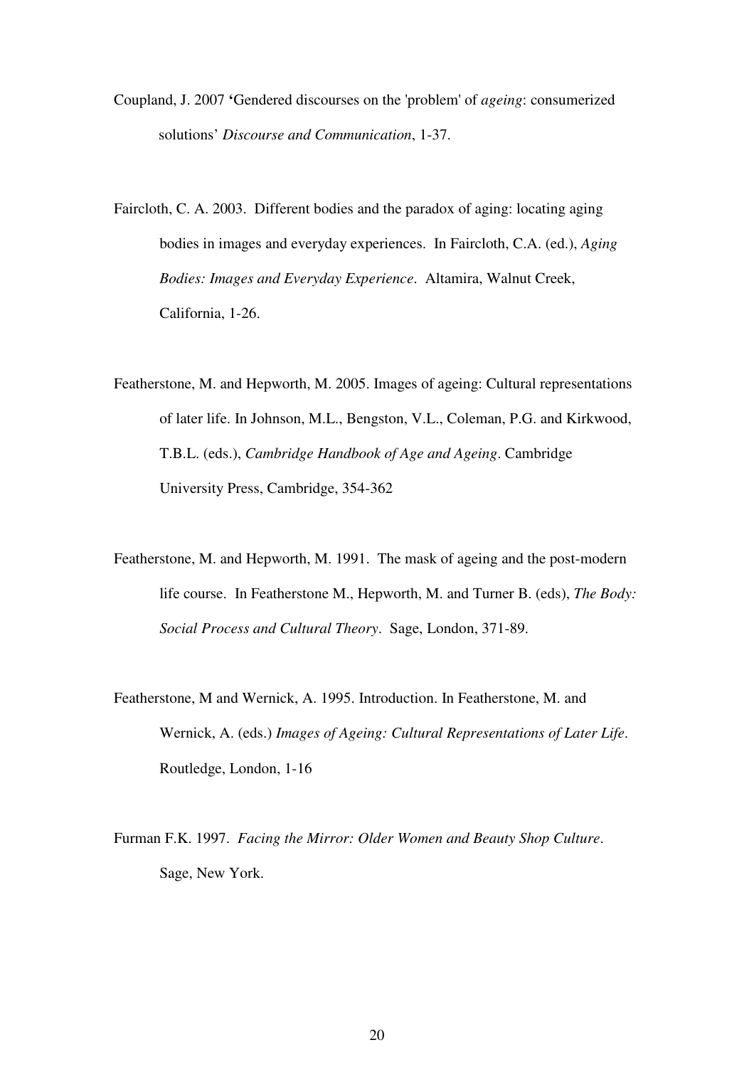Coupland, J. 2007 'Gendered discourses on the 'problem' of *ageing*: consumerized solutions' *Discourse and Communication*, 1-37.

Faircloth, C. A. 2003. Different bodies and the paradox of aging: locating aging bodies in images and everyday experiences. In Faircloth, C.A. (ed.), *Aging Bodies: Images and Everyday Experience*. Altamira, Walnut Creek, California, 1-26.

Featherstone, M. and Hepworth, M. 2005. Images of ageing: Cultural representations of later life. In Johnson, M.L., Bengston, V.L., Coleman, P.G. and Kirkwood, T.B.L. (eds.), *Cambridge Handbook of Age and Ageing*. Cambridge University Press, Cambridge, 354-362

Featherstone, M. and Hepworth, M. 1991. The mask of ageing and the post-modern life course. In Featherstone M., Hepworth, M. and Turner B. (eds), *The Body: Social Process and Cultural Theory*. Sage, London, 371-89.

Featherstone, M and Wernick, A. 1995. Introduction. In Featherstone, M. and Wernick, A. (eds.) *Images of Ageing: Cultural Representations of Later Life*. Routledge, London, 1-16

Furman F.K. 1997. *Facing the Mirror: Older Women and Beauty Shop Culture*. Sage, New York.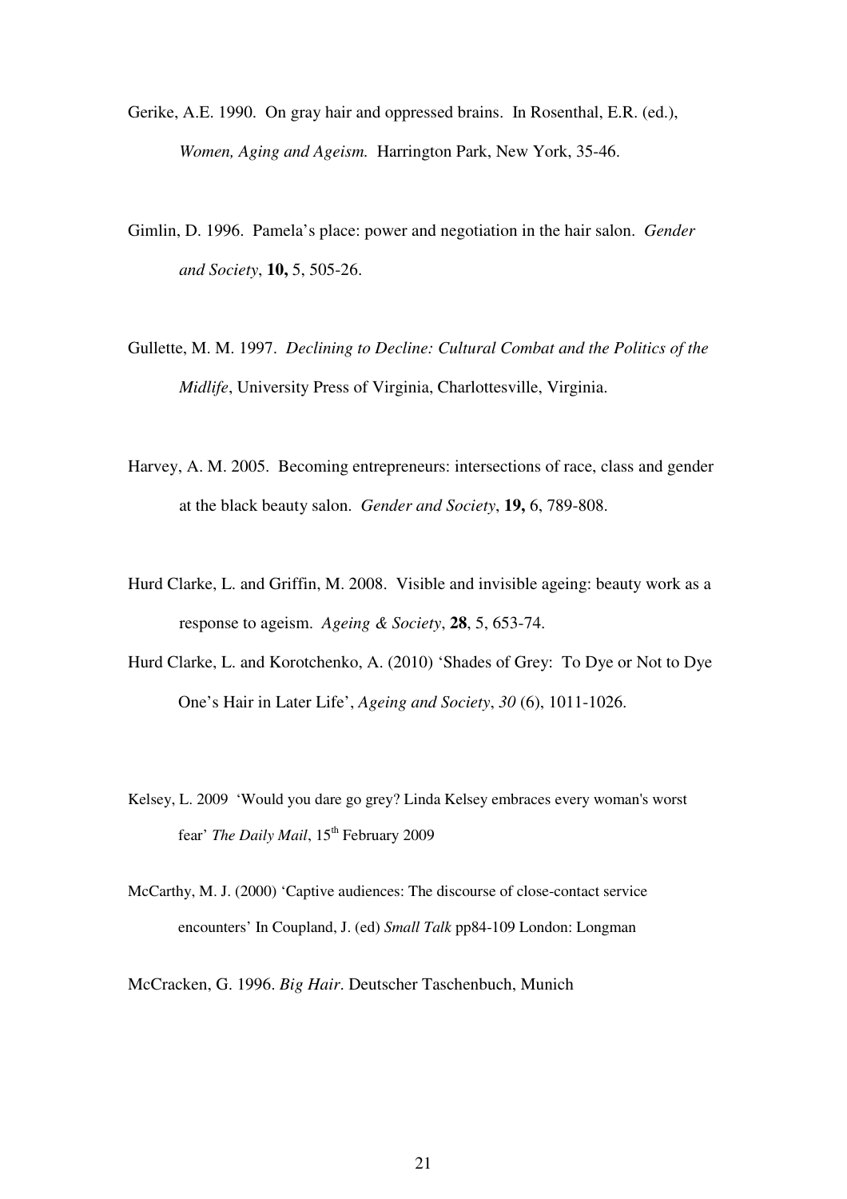Gerike, A.E. 1990. On gray hair and oppressed brains. In Rosenthal, E.R. (ed.), *Women, Aging and Ageism.* Harrington Park, New York, 35-46.

Gimlin, D. 1996. Pamela's place: power and negotiation in the hair salon. *Gender and Society*, **10,** 5, 505-26.

Gullette, M. M. 1997. *Declining to Decline: Cultural Combat and the Politics of the Midlife*, University Press of Virginia, Charlottesville, Virginia.

Harvey, A. M. 2005. Becoming entrepreneurs: intersections of race, class and gender at the black beauty salon. *Gender and Society*, **19,** 6, 789-808.

Hurd Clarke, L. and Griffin, M. 2008. Visible and invisible ageing: beauty work as a response to ageism. *Ageing & Society*, **28**, 5, 653-74.

Hurd Clarke, L. and Korotchenko, A. (2010) 'Shades of Grey: To Dye or Not to Dye One's Hair in Later Life', *Ageing and Society*, *30* (6), 1011-1026.

Kelsey, L. 2009 'Would you dare go grey? Linda Kelsey embraces every woman's worst fear' *The Daily Mail*, 15th February 2009

McCarthy, M. J. (2000) 'Captive audiences: The discourse of close-contact service encounters' In Coupland, J. (ed) *Small Talk* pp84-109 London: Longman

McCracken, G. 1996. *Big Hair*. Deutscher Taschenbuch, Munich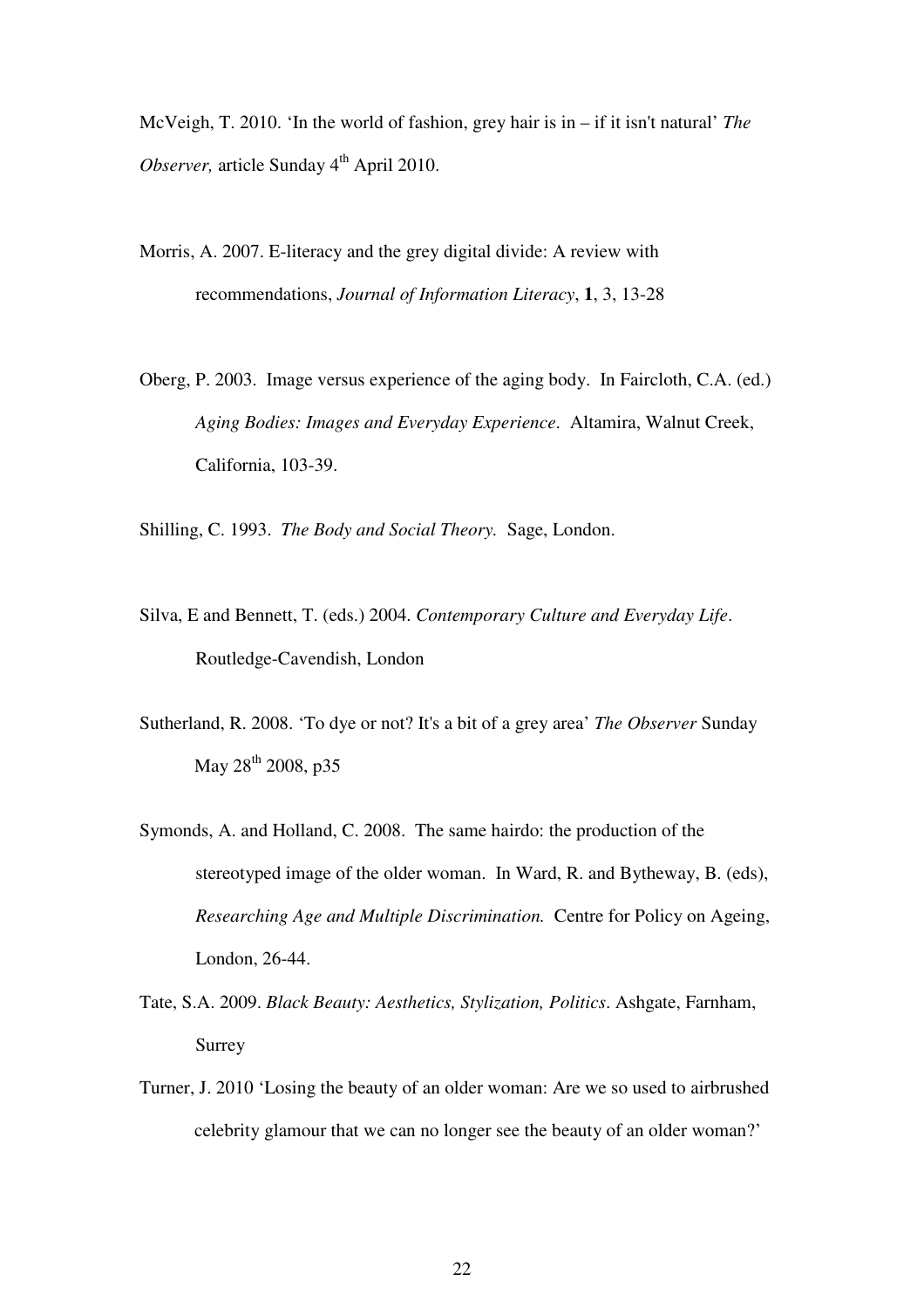McVeigh, T. 2010. 'In the world of fashion, grey hair is in – if it isn't natural' *The Observer,* article Sunday 4th April 2010.

Morris, A. 2007. E-literacy and the grey digital divide: A review with recommendations, *Journal of Information Literacy*, **1**, 3, 13-28

Oberg, P. 2003. Image versus experience of the aging body. In Faircloth, C.A. (ed.) *Aging Bodies: Images and Everyday Experience*. Altamira, Walnut Creek, California, 103-39.

Shilling, C. 1993. *The Body and Social Theory.* Sage, London.

Silva, E and Bennett, T. (eds.) 2004. *Contemporary Culture and Everyday Life*. Routledge-Cavendish, London

Sutherland, R. 2008. 'To dye or not? It's a bit of a grey area' *The Observer* Sunday May 28th 2008, p35

Symonds, A. and Holland, C. 2008. The same hairdo: the production of the stereotyped image of the older woman. In Ward, R. and Bytheway, B. (eds), *Researching Age and Multiple Discrimination.* Centre for Policy on Ageing, London, 26-44.

Tate, S.A. 2009. *Black Beauty: Aesthetics, Stylization, Politics*. Ashgate, Farnham, Surrey

Turner, J. 2010 'Losing the beauty of an older woman: Are we so used to airbrushed celebrity glamour that we can no longer see the beauty of an older woman?'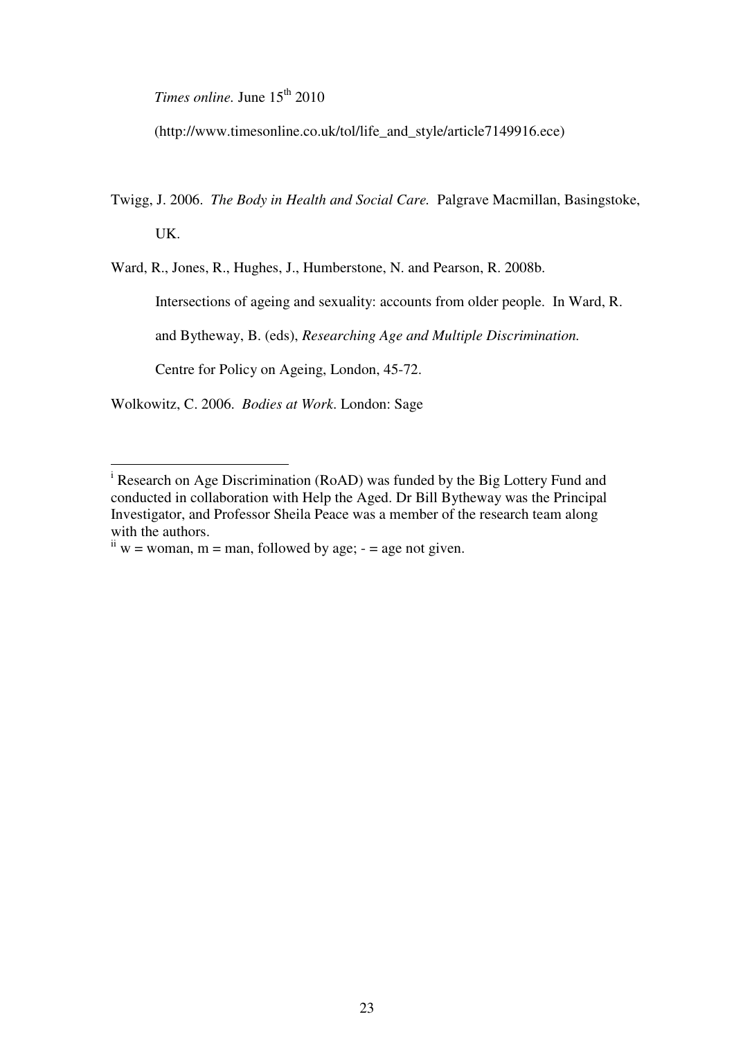*Times online.* June 15th 2010

(http://www.timesonline.co.uk/tol/life_and_style/article7149916.ece)

Twigg, J. 2006. *The Body in Health and Social Care.* Palgrave Macmillan, Basingstoke, UK.

Ward, R., Jones, R., Hughes, J., Humberstone, N. and Pearson, R. 2008b. Intersections of ageing and sexuality: accounts from older people. In Ward, R. and Bytheway, B. (eds), *Researching Age and Multiple Discrimination.* Centre for Policy on Ageing, London, 45-72.

Wolkowitz, C. 2006. *Bodies at Work*. London: Sage

---

[i] Research on Age Discrimination (RoAD) was funded by the Big Lottery Fund and conducted in collaboration with Help the Aged. Dr Bill Bytheway was the Principal Investigator, and Professor Sheila Peace was a member of the research team along with the authors.

[ii] w = woman, m = man, followed by age; - = age not given.